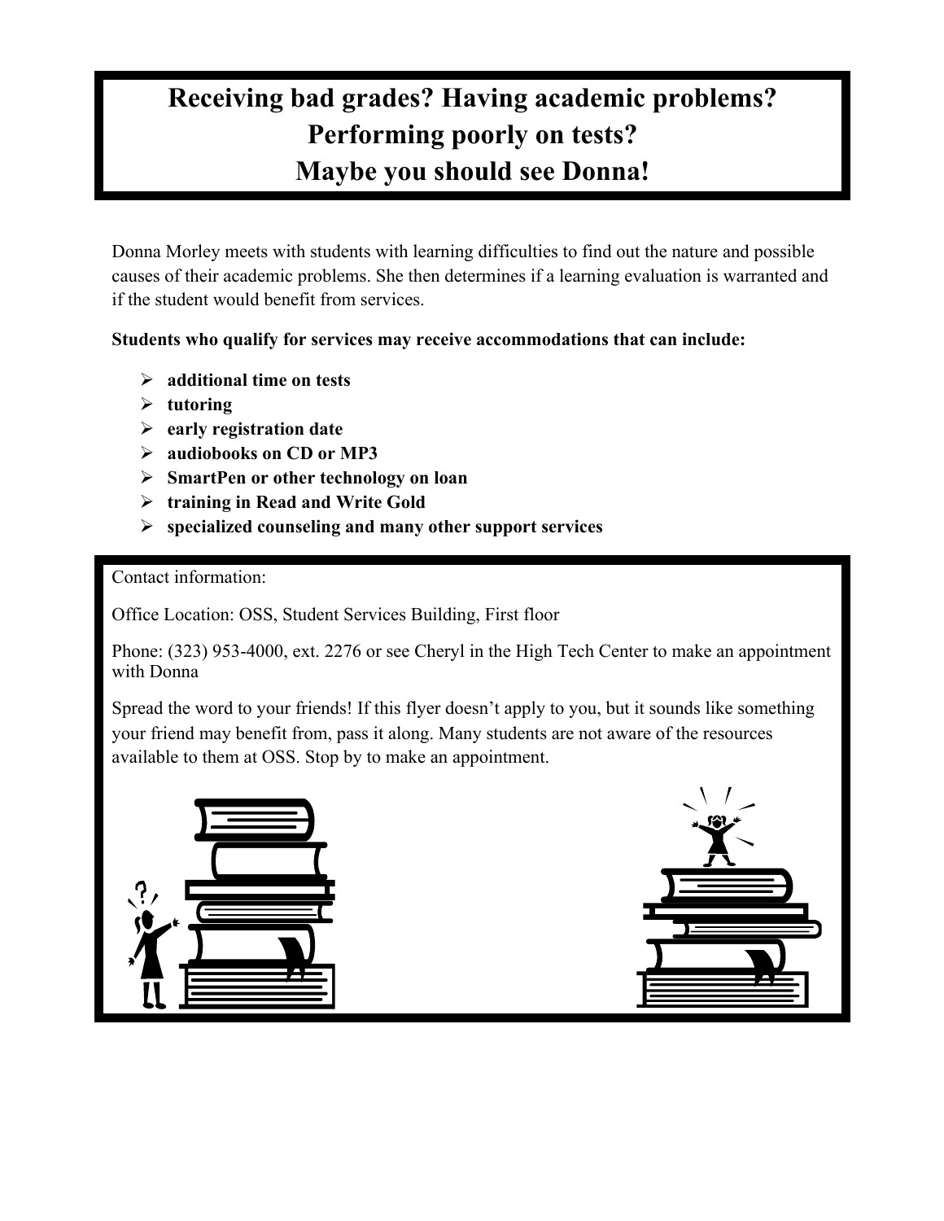# Receiving bad grades? Having academic problems? Performing poorly on tests? Maybe you should see Donna!

Donna Morley meets with students with learning difficulties to find out the nature and possible causes of their academic problems. She then determines if a learning evaluation is warranted and if the student would benefit from services.

**Students who qualify for services may receive accommodations that can include:**

- **additional time on tests**
- **tutoring**
- **early registration date**
- **audiobooks on CD or MP3**
- **SmartPen or other technology on loan**
- **training in Read and Write Gold**
- **specialized counseling and many other support services**

Contact information:

Office Location: OSS, Student Services Building, First floor

Phone: (323) 953-4000, ext. 2276 or see Cheryl in the High Tech Center to make an appointment with Donna

Spread the word to your friends! If this flyer doesn't apply to you, but it sounds like something your friend may benefit from, pass it along. Many students are not aware of the resources available to them at OSS. Stop by to make an appointment.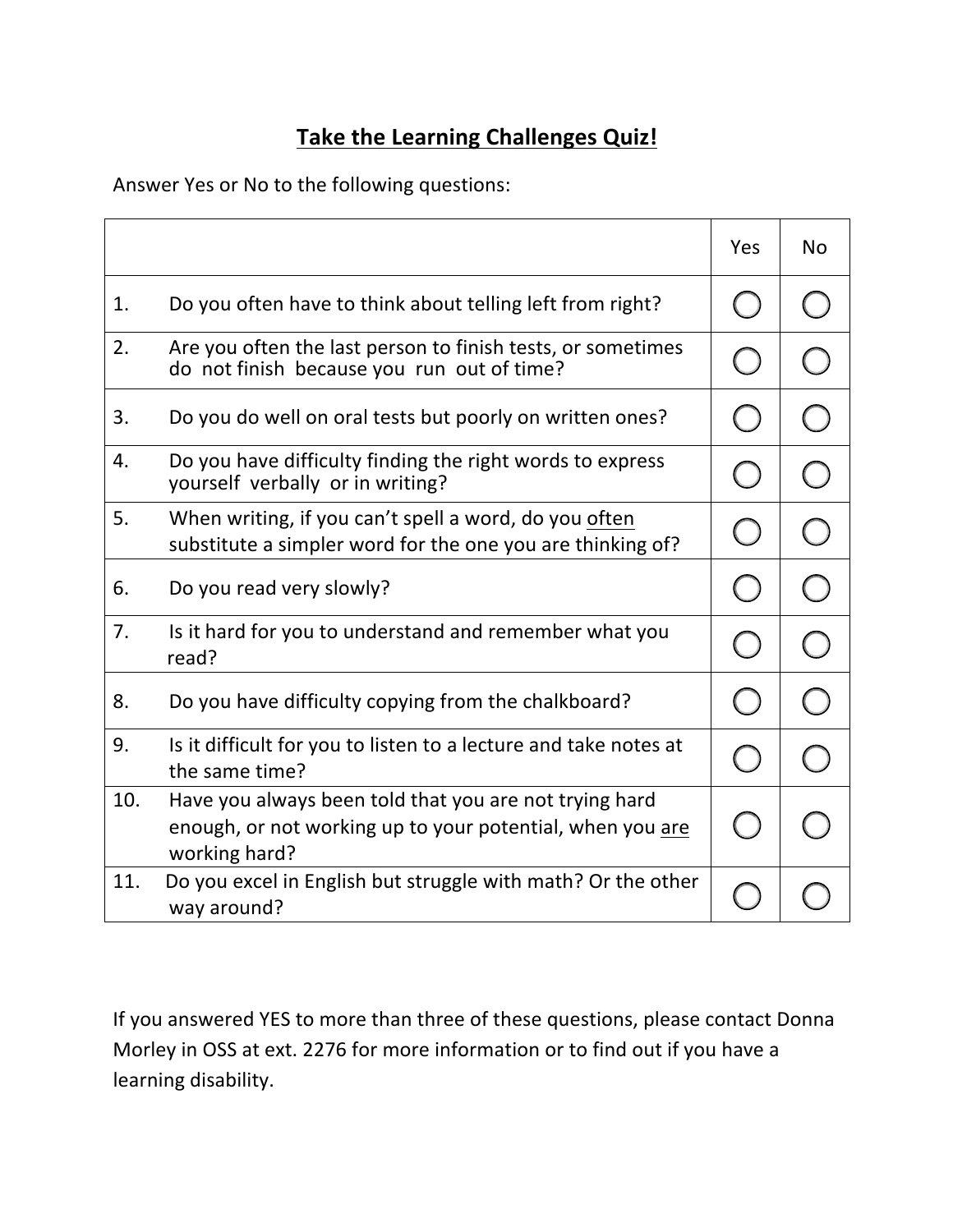# <u>Take the Learning Challenges Quiz!</u>

Answer Yes or No to the following questions:

| | Yes | No |
|---|---|---|
| 1. Do you often have to think about telling left from right? | ◯ | ◯ |
| 2. Are you often the last person to finish tests, or sometimes do not finish because you run out of time? | ◯ | ◯ |
| 3. Do you do well on oral tests but poorly on written ones? | ◯ | ◯ |
| 4. Do you have difficulty finding the right words to express yourself verbally or in writing? | ◯ | ◯ |
| 5. When writing, if you can't spell a word, do you <u>often</u> substitute a simpler word for the one you are thinking of? | ◯ | ◯ |
| 6. Do you read very slowly? | ◯ | ◯ |
| 7. Is it hard for you to understand and remember what you read? | ◯ | ◯ |
| 8. Do you have difficulty copying from the chalkboard? | ◯ | ◯ |
| 9. Is it difficult for you to listen to a lecture and take notes at the same time? | ◯ | ◯ |
| 10. Have you always been told that you are not trying hard enough, or not working up to your potential, when you <u>are</u> working hard? | ◯ | ◯ |
| 11. Do you excel in English but struggle with math? Or the other way around? | ◯ | ◯ |

If you answered YES to more than three of these questions, please contact Donna Morley in OSS at ext. 2276 for more information or to find out if you have a learning disability.